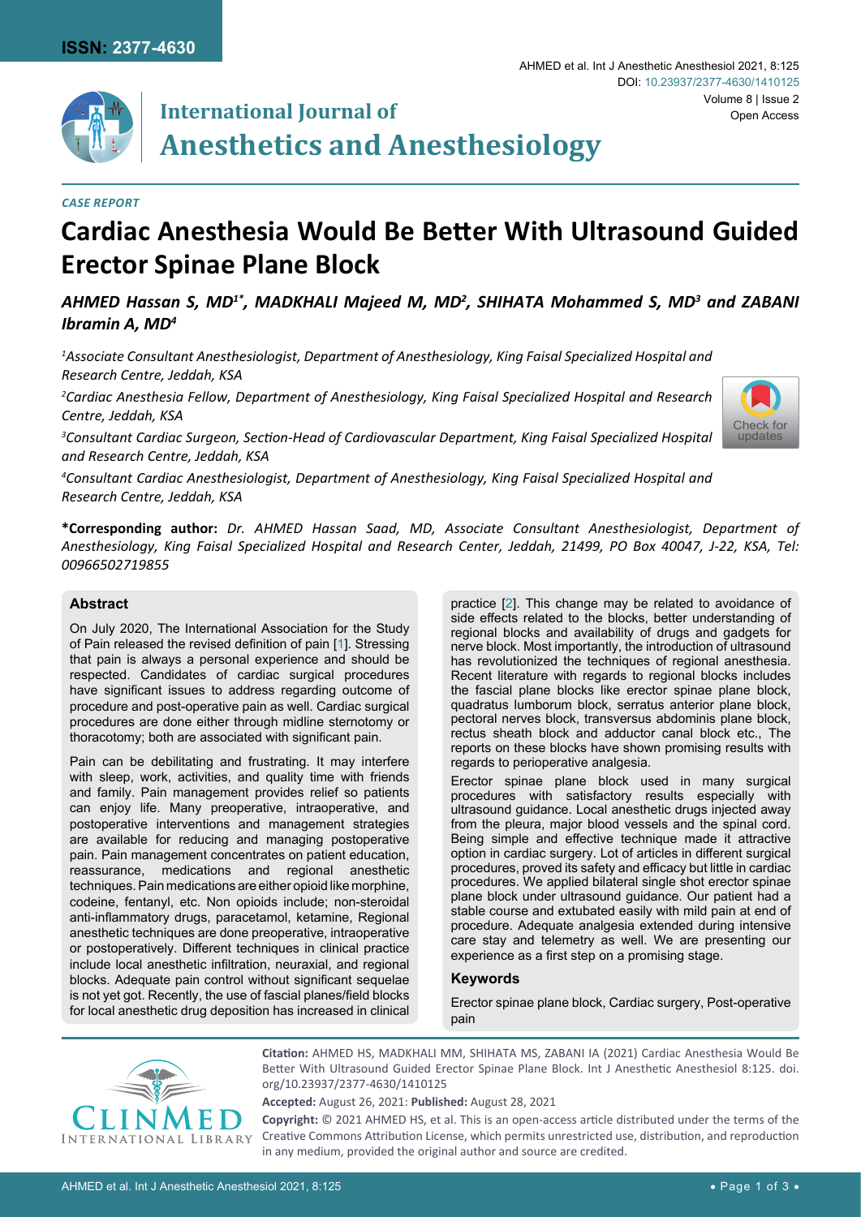**ISSN: 2377-4630**

# International Journal of Anesthetics and Anesthesiology

DOI: 10.23937/2377-4630/1410125

Volume 8 | Issue 2
Open Access

*CASE REPORT*

# Cardiac Anesthesia Would Be Better With Ultrasound Guided Erector Spinae Plane Block

***AHMED Hassan S, MD[1*], MADKHALI Majeed M, MD[2], SHIHATA Mohammed S, MD[3] and ZABANI Ibramin A, MD[4]***

*[1]Associate Consultant Anesthesiologist, Department of Anesthesiology, King Faisal Specialized Hospital and Research Centre, Jeddah, KSA*

*[2]Cardiac Anesthesia Fellow, Department of Anesthesiology, King Faisal Specialized Hospital and Research Centre, Jeddah, KSA*

*[3]Consultant Cardiac Surgeon, Section-Head of Cardiovascular Department, King Faisal Specialized Hospital and Research Centre, Jeddah, KSA*

*[4]Consultant Cardiac Anesthesiologist, Department of Anesthesiology, King Faisal Specialized Hospital and Research Centre, Jeddah, KSA*

**\*Corresponding author:** *Dr. AHMED Hassan Saad, MD, Associate Consultant Anesthesiologist, Department of Anesthesiology, King Faisal Specialized Hospital and Research Center, Jeddah, 21499, PO Box 40047, J-22, KSA, Tel: 00966502719855*

## Abstract

On July 2020, The International Association for the Study of Pain released the revised definition of pain [1]. Stressing that pain is always a personal experience and should be respected. Candidates of cardiac surgical procedures have significant issues to address regarding outcome of procedure and post-operative pain as well. Cardiac surgical procedures are done either through midline sternotomy or thoracotomy; both are associated with significant pain.

Pain can be debilitating and frustrating. It may interfere with sleep, work, activities, and quality time with friends and family. Pain management provides relief so patients can enjoy life. Many preoperative, intraoperative, and postoperative interventions and management strategies are available for reducing and managing postoperative pain. Pain management concentrates on patient education, reassurance, medications and regional anesthetic techniques. Pain medications are either opioid like morphine, codeine, fentanyl, etc. Non opioids include; non-steroidal anti-inflammatory drugs, paracetamol, ketamine, Regional anesthetic techniques are done preoperative, intraoperative or postoperatively. Different techniques in clinical practice include local anesthetic infiltration, neuraxial, and regional blocks. Adequate pain control without significant sequelae is not yet got. Recently, the use of fascial planes/field blocks for local anesthetic drug deposition has increased in clinical practice [2]. This change may be related to avoidance of side effects related to the blocks, better understanding of regional blocks and availability of drugs and gadgets for nerve block. Most importantly, the introduction of ultrasound has revolutionized the techniques of regional anesthesia. Recent literature with regards to regional blocks includes the fascial plane blocks like erector spinae plane block, quadratus lumborum block, serratus anterior plane block, pectoral nerves block, transversus abdominis plane block, rectus sheath block and adductor canal block etc., The reports on these blocks have shown promising results with regards to perioperative analgesia.

Erector spinae plane block used in many surgical procedures with satisfactory results especially with ultrasound guidance. Local anesthetic drugs injected away from the pleura, major blood vessels and the spinal cord. Being simple and effective technique made it attractive option in cardiac surgery. Lot of articles in different surgical procedures, proved its safety and efficacy but little in cardiac procedures. We applied bilateral single shot erector spinae plane block under ultrasound guidance. Our patient had a stable course and extubated easily with mild pain at end of procedure. Adequate analgesia extended during intensive care stay and telemetry as well. We are presenting our experience as a first step on a promising stage.

## Keywords

Erector spinae plane block, Cardiac surgery, Post-operative pain

**Citation:** AHMED HS, MADKHALI MM, SHIHATA MS, ZABANI IA (2021) Cardiac Anesthesia Would Be Better With Ultrasound Guided Erector Spinae Plane Block. Int J Anesthetic Anesthesiol 8:125. doi.org/10.23937/2377-4630/1410125

**Accepted:** August 26, 2021: **Published:** August 28, 2021

**Copyright:** © 2021 AHMED HS, et al. This is an open-access article distributed under the terms of the Creative Commons Attribution License, which permits unrestricted use, distribution, and reproduction in any medium, provided the original author and source are credited.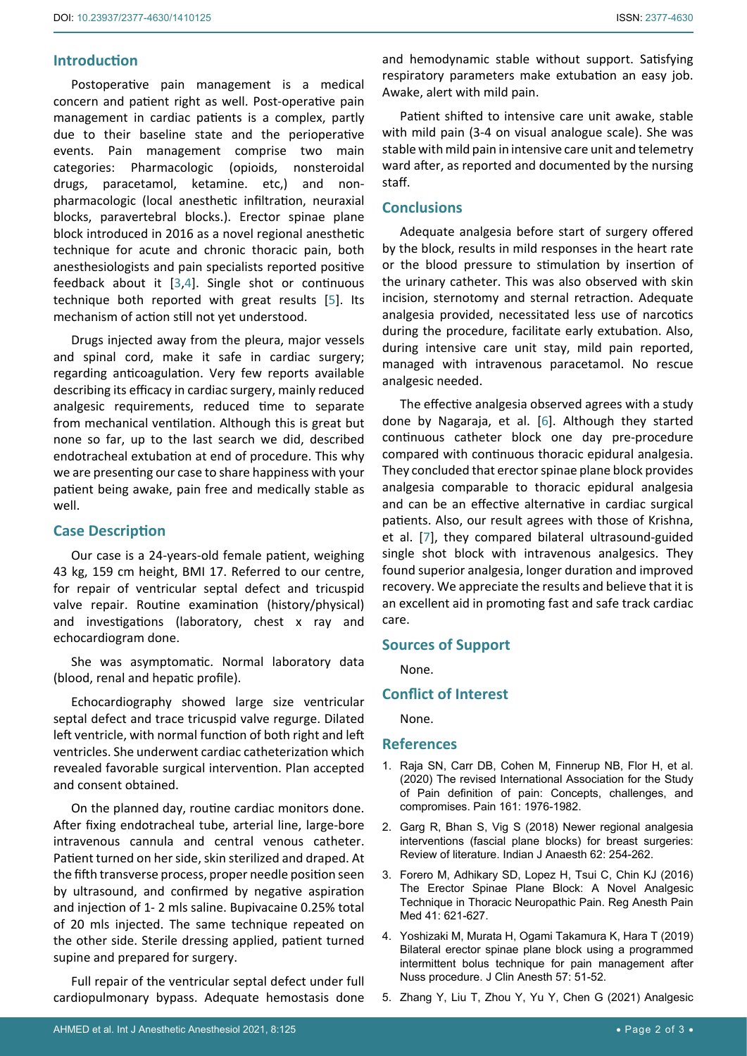## Introduction

Postoperative pain management is a medical concern and patient right as well. Post-operative pain management in cardiac patients is a complex, partly due to their baseline state and the perioperative events. Pain management comprise two main categories: Pharmacologic (opioids, nonsteroidal drugs, paracetamol, ketamine. etc,) and non-pharmacologic (local anesthetic infiltration, neuraxial blocks, paravertebral blocks.). Erector spinae plane block introduced in 2016 as a novel regional anesthetic technique for acute and chronic thoracic pain, both anesthesiologists and pain specialists reported positive feedback about it [3,4]. Single shot or continuous technique both reported with great results [5]. Its mechanism of action still not yet understood.

Drugs injected away from the pleura, major vessels and spinal cord, make it safe in cardiac surgery; regarding anticoagulation. Very few reports available describing its efficacy in cardiac surgery, mainly reduced analgesic requirements, reduced time to separate from mechanical ventilation. Although this is great but none so far, up to the last search we did, described endotracheal extubation at end of procedure. This why we are presenting our case to share happiness with your patient being awake, pain free and medically stable as well.

## Case Description

Our case is a 24-years-old female patient, weighing 43 kg, 159 cm height, BMI 17. Referred to our centre, for repair of ventricular septal defect and tricuspid valve repair. Routine examination (history/physical) and investigations (laboratory, chest x ray and echocardiogram done.

She was asymptomatic. Normal laboratory data (blood, renal and hepatic profile).

Echocardiography showed large size ventricular septal defect and trace tricuspid valve regurge. Dilated left ventricle, with normal function of both right and left ventricles. She underwent cardiac catheterization which revealed favorable surgical intervention. Plan accepted and consent obtained.

On the planned day, routine cardiac monitors done. After fixing endotracheal tube, arterial line, large-bore intravenous cannula and central venous catheter. Patient turned on her side, skin sterilized and draped. At the fifth transverse process, proper needle position seen by ultrasound, and confirmed by negative aspiration and injection of 1- 2 mls saline. Bupivacaine 0.25% total of 20 mls injected. The same technique repeated on the other side. Sterile dressing applied, patient turned supine and prepared for surgery.

Full repair of the ventricular septal defect under full cardiopulmonary bypass. Adequate hemostasis done and hemodynamic stable without support. Satisfying respiratory parameters make extubation an easy job. Awake, alert with mild pain.

Patient shifted to intensive care unit awake, stable with mild pain (3-4 on visual analogue scale). She was stable with mild pain in intensive care unit and telemetry ward after, as reported and documented by the nursing staff.

## Conclusions

Adequate analgesia before start of surgery offered by the block, results in mild responses in the heart rate or the blood pressure to stimulation by insertion of the urinary catheter. This was also observed with skin incision, sternotomy and sternal retraction. Adequate analgesia provided, necessitated less use of narcotics during the procedure, facilitate early extubation. Also, during intensive care unit stay, mild pain reported, managed with intravenous paracetamol. No rescue analgesic needed.

The effective analgesia observed agrees with a study done by Nagaraja, et al. [6]. Although they started continuous catheter block one day pre-procedure compared with continuous thoracic epidural analgesia. They concluded that erector spinae plane block provides analgesia comparable to thoracic epidural analgesia and can be an effective alternative in cardiac surgical patients. Also, our result agrees with those of Krishna, et al. [7], they compared bilateral ultrasound-guided single shot block with intravenous analgesics. They found superior analgesia, longer duration and improved recovery. We appreciate the results and believe that it is an excellent aid in promoting fast and safe track cardiac care.

## Sources of Support

None.

## Conflict of Interest

None.

## References

1. Raja SN, Carr DB, Cohen M, Finnerup NB, Flor H, et al. (2020) The revised International Association for the Study of Pain definition of pain: Concepts, challenges, and compromises. Pain 161: 1976-1982.
2. Garg R, Bhan S, Vig S (2018) Newer regional analgesia interventions (fascial plane blocks) for breast surgeries: Review of literature. Indian J Anaesth 62: 254-262.
3. Forero M, Adhikary SD, Lopez H, Tsui C, Chin KJ (2016) The Erector Spinae Plane Block: A Novel Analgesic Technique in Thoracic Neuropathic Pain. Reg Anesth Pain Med 41: 621-627.
4. Yoshizaki M, Murata H, Ogami Takamura K, Hara T (2019) Bilateral erector spinae plane block using a programmed intermittent bolus technique for pain management after Nuss procedure. J Clin Anesth 57: 51-52.
5. Zhang Y, Liu T, Zhou Y, Yu Y, Chen G (2021) Analgesic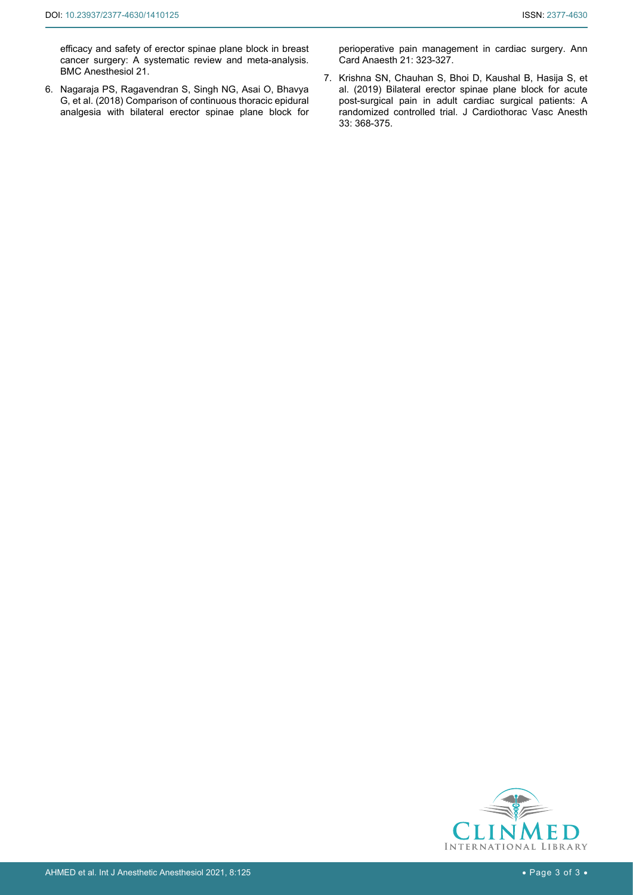efficacy and safety of erector spinae plane block in breast cancer surgery: A systematic review and meta-analysis. BMC Anesthesiol 21.

6. Nagaraja PS, Ragavendran S, Singh NG, Asai O, Bhavya G, et al. (2018) Comparison of continuous thoracic epidural analgesia with bilateral erector spinae plane block for perioperative pain management in cardiac surgery. Ann Card Anaesth 21: 323-327.

7. Krishna SN, Chauhan S, Bhoi D, Kaushal B, Hasija S, et al. (2019) Bilateral erector spinae plane block for acute post-surgical pain in adult cardiac surgical patients: A randomized controlled trial. J Cardiothorac Vasc Anesth 33: 368-375.